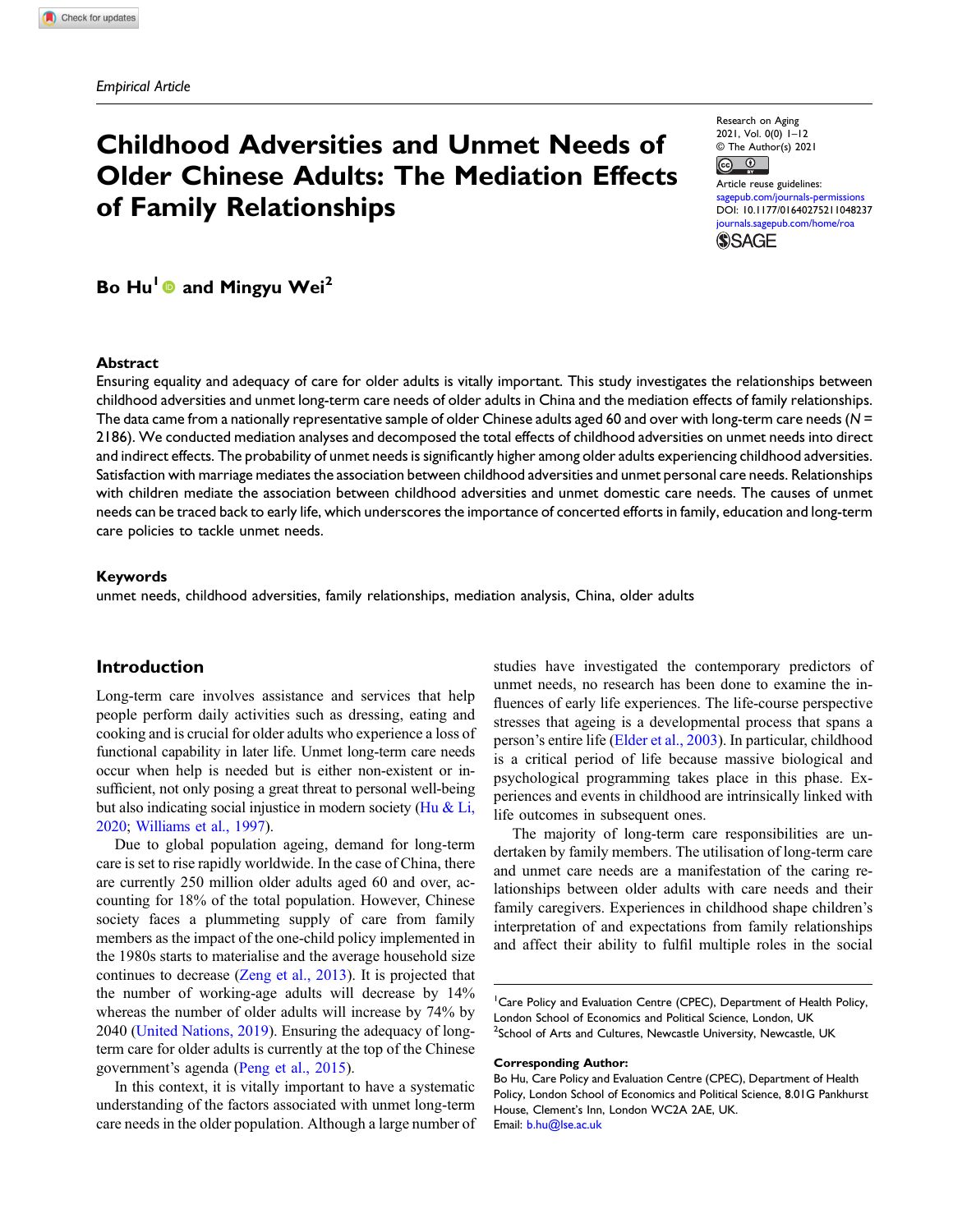*Empirical Article*

# Childhood Adversities and Unmet Needs of Older Chinese Adults: The Mediation Effects of Family Relationships

Research on Aging
2021, Vol. 0(0) 1–12
© The Author(s) 2021
Article reuse guidelines:
sagepub.com/journals-permissions
DOI: 10.1177/01640275211048237
journals.sagepub.com/home/roa

**Bo Hu[1] and Mingyu Wei[2]**

## Abstract

Ensuring equality and adequacy of care for older adults is vitally important. This study investigates the relationships between childhood adversities and unmet long-term care needs of older adults in China and the mediation effects of family relationships. The data came from a nationally representative sample of older Chinese adults aged 60 and over with long-term care needs ($N$ = 2186). We conducted mediation analyses and decomposed the total effects of childhood adversities on unmet needs into direct and indirect effects. The probability of unmet needs is significantly higher among older adults experiencing childhood adversities. Satisfaction with marriage mediates the association between childhood adversities and unmet personal care needs. Relationships with children mediate the association between childhood adversities and unmet domestic care needs. The causes of unmet needs can be traced back to early life, which underscores the importance of concerted efforts in family, education and long-term care policies to tackle unmet needs.

## Keywords

unmet needs, childhood adversities, family relationships, mediation analysis, China, older adults

## Introduction

Long-term care involves assistance and services that help people perform daily activities such as dressing, eating and cooking and is crucial for older adults who experience a loss of functional capability in later life. Unmet long-term care needs occur when help is needed but is either non-existent or insufficient, not only posing a great threat to personal well-being but also indicating social injustice in modern society (Hu & Li, 2020; Williams et al., 1997).

Due to global population ageing, demand for long-term care is set to rise rapidly worldwide. In the case of China, there are currently 250 million older adults aged 60 and over, accounting for 18% of the total population. However, Chinese society faces a plummeting supply of care from family members as the impact of the one-child policy implemented in the 1980s starts to materialise and the average household size continues to decrease (Zeng et al., 2013). It is projected that the number of working-age adults will decrease by 14% whereas the number of older adults will increase by 74% by 2040 (United Nations, 2019). Ensuring the adequacy of long-term care for older adults is currently at the top of the Chinese government's agenda (Peng et al., 2015).

In this context, it is vitally important to have a systematic understanding of the factors associated with unmet long-term care needs in the older population. Although a large number of studies have investigated the contemporary predictors of unmet needs, no research has been done to examine the influences of early life experiences. The life-course perspective stresses that ageing is a developmental process that spans a person's entire life (Elder et al., 2003). In particular, childhood is a critical period of life because massive biological and psychological programming takes place in this phase. Experiences and events in childhood are intrinsically linked with life outcomes in subsequent ones.

The majority of long-term care responsibilities are undertaken by family members. The utilisation of long-term care and unmet care needs are a manifestation of the caring relationships between older adults with care needs and their family caregivers. Experiences in childhood shape children's interpretation of and expectations from family relationships and affect their ability to fulfil multiple roles in the social

---

[1]Care Policy and Evaluation Centre (CPEC), Department of Health Policy, London School of Economics and Political Science, London, UK
[2]School of Arts and Cultures, Newcastle University, Newcastle, UK

**Corresponding Author:**
Bo Hu, Care Policy and Evaluation Centre (CPEC), Department of Health Policy, London School of Economics and Political Science, 8.01G Pankhurst House, Clement's Inn, London WC2A 2AE, UK.
Email: b.hu@lse.ac.uk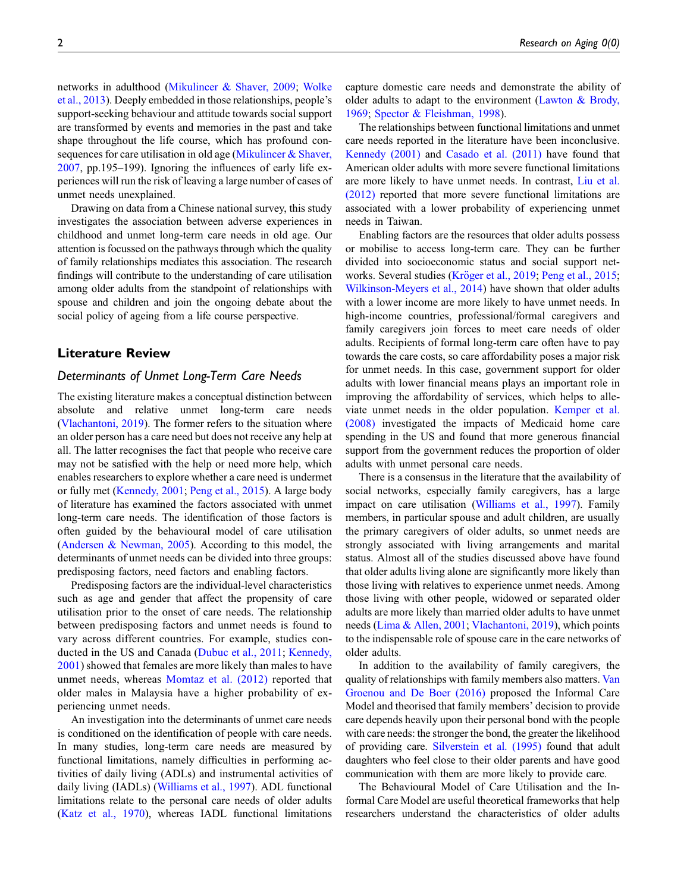networks in adulthood (Mikulincer & Shaver, 2009; Wolke et al., 2013). Deeply embedded in those relationships, people's support-seeking behaviour and attitude towards social support are transformed by events and memories in the past and take shape throughout the life course, which has profound consequences for care utilisation in old age (Mikulincer & Shaver, 2007, pp.195–199). Ignoring the influences of early life experiences will run the risk of leaving a large number of cases of unmet needs unexplained.

Drawing on data from a Chinese national survey, this study investigates the association between adverse experiences in childhood and unmet long-term care needs in old age. Our attention is focussed on the pathways through which the quality of family relationships mediates this association. The research findings will contribute to the understanding of care utilisation among older adults from the standpoint of relationships with spouse and children and join the ongoing debate about the social policy of ageing from a life course perspective.

## Literature Review

### *Determinants of Unmet Long-Term Care Needs*

The existing literature makes a conceptual distinction between absolute and relative unmet long-term care needs (Vlachantoni, 2019). The former refers to the situation where an older person has a care need but does not receive any help at all. The latter recognises the fact that people who receive care may not be satisfied with the help or need more help, which enables researchers to explore whether a care need is undermet or fully met (Kennedy, 2001; Peng et al., 2015). A large body of literature has examined the factors associated with unmet long-term care needs. The identification of those factors is often guided by the behavioural model of care utilisation (Andersen & Newman, 2005). According to this model, the determinants of unmet needs can be divided into three groups: predisposing factors, need factors and enabling factors.

Predisposing factors are the individual-level characteristics such as age and gender that affect the propensity of care utilisation prior to the onset of care needs. The relationship between predisposing factors and unmet needs is found to vary across different countries. For example, studies conducted in the US and Canada (Dubuc et al., 2011; Kennedy, 2001) showed that females are more likely than males to have unmet needs, whereas Momtaz et al. (2012) reported that older males in Malaysia have a higher probability of experiencing unmet needs.

An investigation into the determinants of unmet care needs is conditioned on the identification of people with care needs. In many studies, long-term care needs are measured by functional limitations, namely difficulties in performing activities of daily living (ADLs) and instrumental activities of daily living (IADLs) (Williams et al., 1997). ADL functional limitations relate to the personal care needs of older adults (Katz et al., 1970), whereas IADL functional limitations capture domestic care needs and demonstrate the ability of older adults to adapt to the environment (Lawton & Brody, 1969; Spector & Fleishman, 1998).

The relationships between functional limitations and unmet care needs reported in the literature have been inconclusive. Kennedy (2001) and Casado et al. (2011) have found that American older adults with more severe functional limitations are more likely to have unmet needs. In contrast, Liu et al. (2012) reported that more severe functional limitations are associated with a lower probability of experiencing unmet needs in Taiwan.

Enabling factors are the resources that older adults possess or mobilise to access long-term care. They can be further divided into socioeconomic status and social support networks. Several studies (Kröger et al., 2019; Peng et al., 2015; Wilkinson-Meyers et al., 2014) have shown that older adults with a lower income are more likely to have unmet needs. In high-income countries, professional/formal caregivers and family caregivers join forces to meet care needs of older adults. Recipients of formal long-term care often have to pay towards the care costs, so care affordability poses a major risk for unmet needs. In this case, government support for older adults with lower financial means plays an important role in improving the affordability of services, which helps to alleviate unmet needs in the older population. Kemper et al. (2008) investigated the impacts of Medicaid home care spending in the US and found that more generous financial support from the government reduces the proportion of older adults with unmet personal care needs.

There is a consensus in the literature that the availability of social networks, especially family caregivers, has a large impact on care utilisation (Williams et al., 1997). Family members, in particular spouse and adult children, are usually the primary caregivers of older adults, so unmet needs are strongly associated with living arrangements and marital status. Almost all of the studies discussed above have found that older adults living alone are significantly more likely than those living with relatives to experience unmet needs. Among those living with other people, widowed or separated older adults are more likely than married older adults to have unmet needs (Lima & Allen, 2001; Vlachantoni, 2019), which points to the indispensable role of spouse care in the care networks of older adults.

In addition to the availability of family caregivers, the quality of relationships with family members also matters. Van Groenou and De Boer (2016) proposed the Informal Care Model and theorised that family members' decision to provide care depends heavily upon their personal bond with the people with care needs: the stronger the bond, the greater the likelihood of providing care. Silverstein et al. (1995) found that adult daughters who feel close to their older parents and have good communication with them are more likely to provide care.

The Behavioural Model of Care Utilisation and the Informal Care Model are useful theoretical frameworks that help researchers understand the characteristics of older adults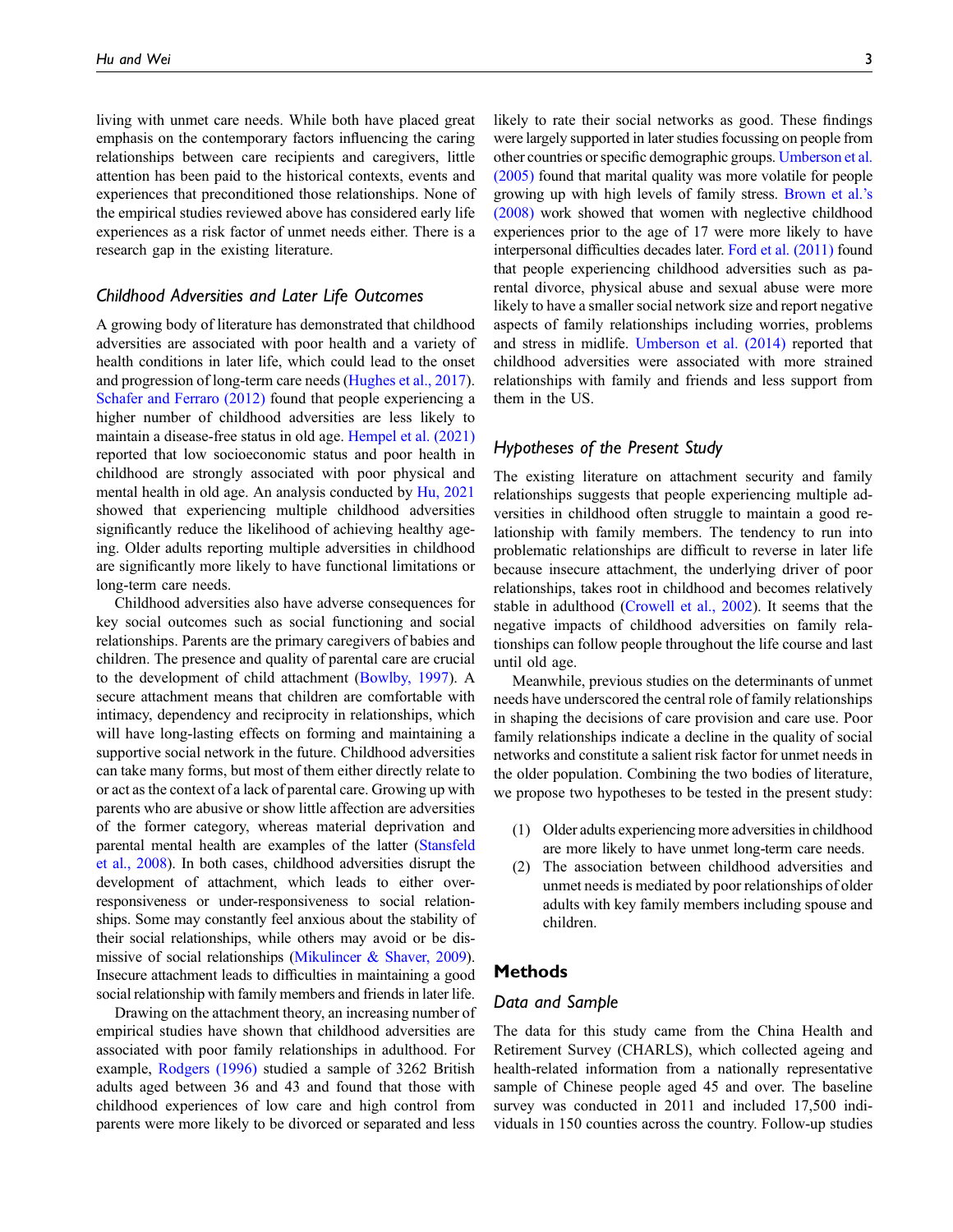living with unmet care needs. While both have placed great emphasis on the contemporary factors influencing the caring relationships between care recipients and caregivers, little attention has been paid to the historical contexts, events and experiences that preconditioned those relationships. None of the empirical studies reviewed above has considered early life experiences as a risk factor of unmet needs either. There is a research gap in the existing literature.

### *Childhood Adversities and Later Life Outcomes*

A growing body of literature has demonstrated that childhood adversities are associated with poor health and a variety of health conditions in later life, which could lead to the onset and progression of long-term care needs (Hughes et al., 2017). Schafer and Ferraro (2012) found that people experiencing a higher number of childhood adversities are less likely to maintain a disease-free status in old age. Hempel et al. (2021) reported that low socioeconomic status and poor health in childhood are strongly associated with poor physical and mental health in old age. An analysis conducted by Hu, 2021 showed that experiencing multiple childhood adversities significantly reduce the likelihood of achieving healthy ageing. Older adults reporting multiple adversities in childhood are significantly more likely to have functional limitations or long-term care needs.

Childhood adversities also have adverse consequences for key social outcomes such as social functioning and social relationships. Parents are the primary caregivers of babies and children. The presence and quality of parental care are crucial to the development of child attachment (Bowlby, 1997). A secure attachment means that children are comfortable with intimacy, dependency and reciprocity in relationships, which will have long-lasting effects on forming and maintaining a supportive social network in the future. Childhood adversities can take many forms, but most of them either directly relate to or act as the context of a lack of parental care. Growing up with parents who are abusive or show little affection are adversities of the former category, whereas material deprivation and parental mental health are examples of the latter (Stansfeld et al., 2008). In both cases, childhood adversities disrupt the development of attachment, which leads to either over-responsiveness or under-responsiveness to social relationships. Some may constantly feel anxious about the stability of their social relationships, while others may avoid or be dismissive of social relationships (Mikulincer & Shaver, 2009). Insecure attachment leads to difficulties in maintaining a good social relationship with family members and friends in later life.

Drawing on the attachment theory, an increasing number of empirical studies have shown that childhood adversities are associated with poor family relationships in adulthood. For example, Rodgers (1996) studied a sample of 3262 British adults aged between 36 and 43 and found that those with childhood experiences of low care and high control from parents were more likely to be divorced or separated and less likely to rate their social networks as good. These findings were largely supported in later studies focussing on people from other countries or specific demographic groups. Umberson et al. (2005) found that marital quality was more volatile for people growing up with high levels of family stress. Brown et al.'s (2008) work showed that women with neglective childhood experiences prior to the age of 17 were more likely to have interpersonal difficulties decades later. Ford et al. (2011) found that people experiencing childhood adversities such as parental divorce, physical abuse and sexual abuse were more likely to have a smaller social network size and report negative aspects of family relationships including worries, problems and stress in midlife. Umberson et al. (2014) reported that childhood adversities were associated with more strained relationships with family and friends and less support from them in the US.

### *Hypotheses of the Present Study*

The existing literature on attachment security and family relationships suggests that people experiencing multiple adversities in childhood often struggle to maintain a good relationship with family members. The tendency to run into problematic relationships are difficult to reverse in later life because insecure attachment, the underlying driver of poor relationships, takes root in childhood and becomes relatively stable in adulthood (Crowell et al., 2002). It seems that the negative impacts of childhood adversities on family relationships can follow people throughout the life course and last until old age.

Meanwhile, previous studies on the determinants of unmet needs have underscored the central role of family relationships in shaping the decisions of care provision and care use. Poor family relationships indicate a decline in the quality of social networks and constitute a salient risk factor for unmet needs in the older population. Combining the two bodies of literature, we propose two hypotheses to be tested in the present study:

(1) Older adults experiencing more adversities in childhood are more likely to have unmet long-term care needs.
(2) The association between childhood adversities and unmet needs is mediated by poor relationships of older adults with key family members including spouse and children.

## Methods

### *Data and Sample*

The data for this study came from the China Health and Retirement Survey (CHARLS), which collected ageing and health-related information from a nationally representative sample of Chinese people aged 45 and over. The baseline survey was conducted in 2011 and included 17,500 individuals in 150 counties across the country. Follow-up studies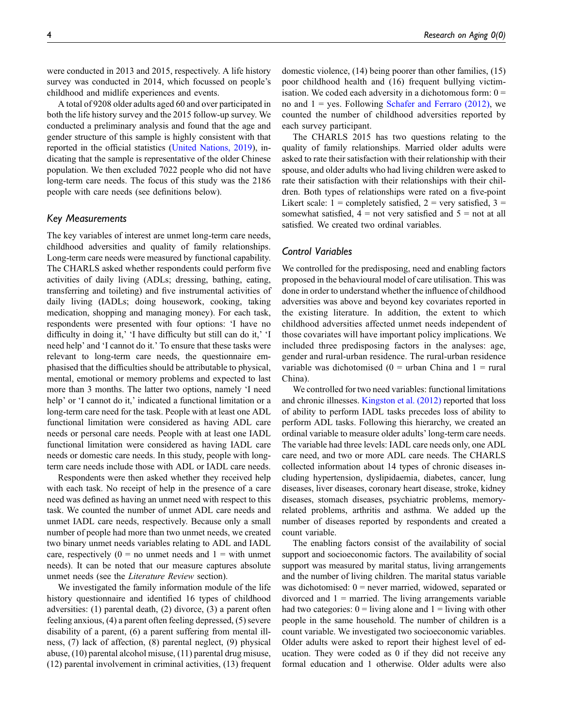were conducted in 2013 and 2015, respectively. A life history survey was conducted in 2014, which focussed on people's childhood and midlife experiences and events.

A total of 9208 older adults aged 60 and over participated in both the life history survey and the 2015 follow-up survey. We conducted a preliminary analysis and found that the age and gender structure of this sample is highly consistent with that reported in the official statistics (United Nations, 2019), indicating that the sample is representative of the older Chinese population. We then excluded 7022 people who did not have long-term care needs. The focus of this study was the 2186 people with care needs (see definitions below).

### Key Measurements

The key variables of interest are unmet long-term care needs, childhood adversities and quality of family relationships. Long-term care needs were measured by functional capability. The CHARLS asked whether respondents could perform five activities of daily living (ADLs; dressing, bathing, eating, transferring and toileting) and five instrumental activities of daily living (IADLs; doing housework, cooking, taking medication, shopping and managing money). For each task, respondents were presented with four options: 'I have no difficulty in doing it,' 'I have difficulty but still can do it,' 'I need help' and 'I cannot do it.' To ensure that these tasks were relevant to long-term care needs, the questionnaire emphasised that the difficulties should be attributable to physical, mental, emotional or memory problems and expected to last more than 3 months. The latter two options, namely 'I need help' or 'I cannot do it,' indicated a functional limitation or a long-term care need for the task. People with at least one ADL functional limitation were considered as having ADL care needs or personal care needs. People with at least one IADL functional limitation were considered as having IADL care needs or domestic care needs. In this study, people with long-term care needs include those with ADL or IADL care needs.

Respondents were then asked whether they received help with each task. No receipt of help in the presence of a care need was defined as having an unmet need with respect to this task. We counted the number of unmet ADL care needs and unmet IADL care needs, respectively. Because only a small number of people had more than two unmet needs, we created two binary unmet needs variables relating to ADL and IADL care, respectively (0 = no unmet needs and 1 = with unmet needs). It can be noted that our measure captures absolute unmet needs (see the *Literature Review* section).

We investigated the family information module of the life history questionnaire and identified 16 types of childhood adversities: (1) parental death, (2) divorce, (3) a parent often feeling anxious, (4) a parent often feeling depressed, (5) severe disability of a parent, (6) a parent suffering from mental illness, (7) lack of affection, (8) parental neglect, (9) physical abuse, (10) parental alcohol misuse, (11) parental drug misuse, (12) parental involvement in criminal activities, (13) frequent domestic violence, (14) being poorer than other families, (15) poor childhood health and (16) frequent bullying victimisation. We coded each adversity in a dichotomous form: 0 = no and 1 = yes. Following Schafer and Ferraro (2012), we counted the number of childhood adversities reported by each survey participant.

The CHARLS 2015 has two questions relating to the quality of family relationships. Married older adults were asked to rate their satisfaction with their relationship with their spouse, and older adults who had living children were asked to rate their satisfaction with their relationships with their children. Both types of relationships were rated on a five-point Likert scale: 1 = completely satisfied, 2 = very satisfied, 3 = somewhat satisfied, 4 = not very satisfied and 5 = not at all satisfied. We created two ordinal variables.

### Control Variables

We controlled for the predisposing, need and enabling factors proposed in the behavioural model of care utilisation. This was done in order to understand whether the influence of childhood adversities was above and beyond key covariates reported in the existing literature. In addition, the extent to which childhood adversities affected unmet needs independent of those covariates will have important policy implications. We included three predisposing factors in the analyses: age, gender and rural-urban residence. The rural-urban residence variable was dichotomised (0 = urban China and 1 = rural China).

We controlled for two need variables: functional limitations and chronic illnesses. Kingston et al. (2012) reported that loss of ability to perform IADL tasks precedes loss of ability to perform ADL tasks. Following this hierarchy, we created an ordinal variable to measure older adults' long-term care needs. The variable had three levels: IADL care needs only, one ADL care need, and two or more ADL care needs. The CHARLS collected information about 14 types of chronic diseases including hypertension, dyslipidaemia, diabetes, cancer, lung diseases, liver diseases, coronary heart disease, stroke, kidney diseases, stomach diseases, psychiatric problems, memory-related problems, arthritis and asthma. We added up the number of diseases reported by respondents and created a count variable.

The enabling factors consist of the availability of social support and socioeconomic factors. The availability of social support was measured by marital status, living arrangements and the number of living children. The marital status variable was dichotomised: 0 = never married, widowed, separated or divorced and 1 = married. The living arrangements variable had two categories: 0 = living alone and 1 = living with other people in the same household. The number of children is a count variable. We investigated two socioeconomic variables. Older adults were asked to report their highest level of education. They were coded as 0 if they did not receive any formal education and 1 otherwise. Older adults were also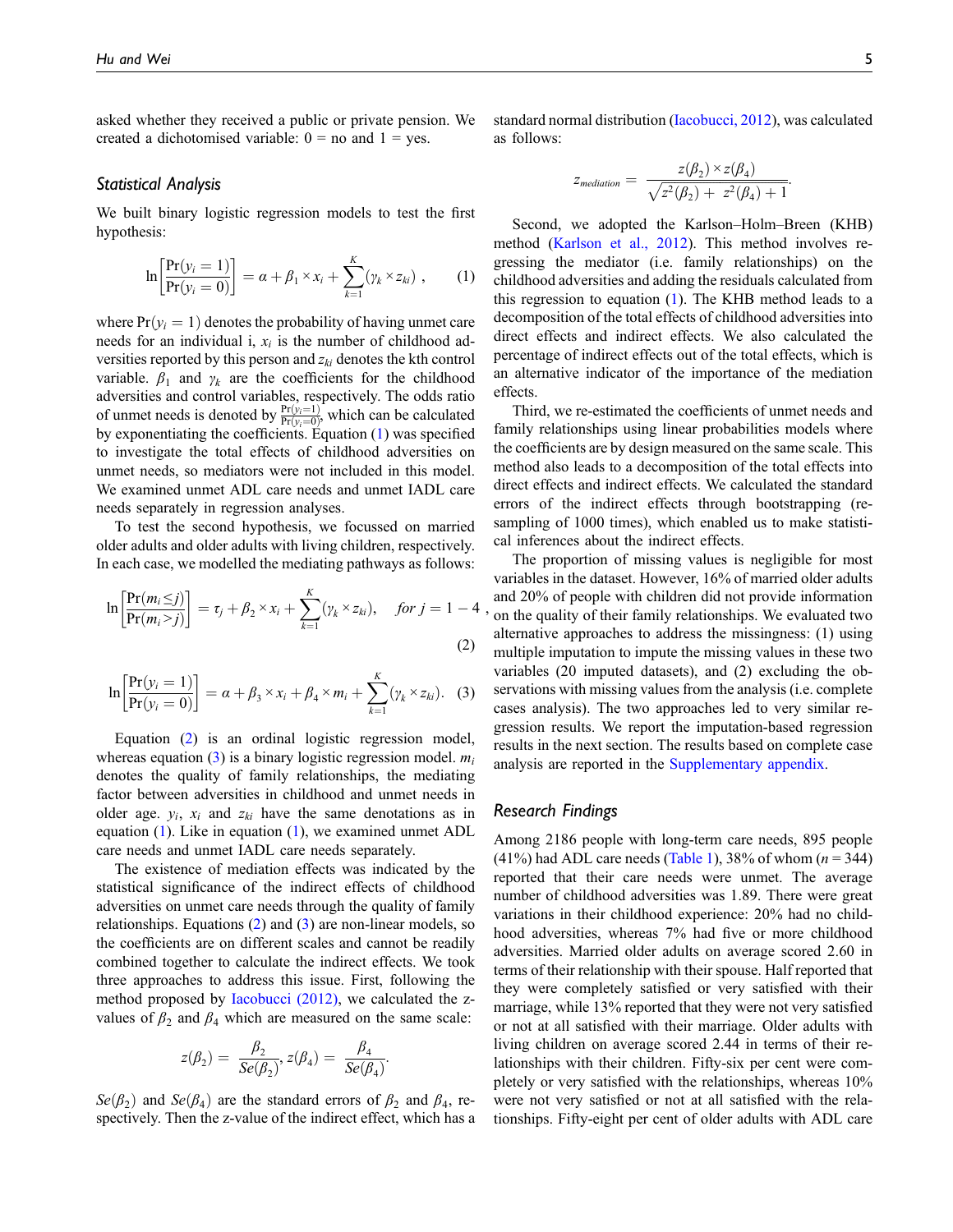asked whether they received a public or private pension. We created a dichotomised variable: 0 = no and 1 = yes.

### Statistical Analysis

We built binary logistic regression models to test the first hypothesis:

$$\ln\left[\frac{\Pr(y_i = 1)}{\Pr(y_i = 0)}\right] = \alpha + \beta_1 \times x_i + \sum_{k=1}^{K}(\gamma_k \times z_{ki}), \qquad (1)$$

where $\Pr(y_i = 1)$ denotes the probability of having unmet care needs for an individual i, $x_i$ is the number of childhood adversities reported by this person and $z_{ki}$ denotes the kth control variable. $\beta_1$ and $\gamma_k$ are the coefficients for the childhood adversities and control variables, respectively. The odds ratio of unmet needs is denoted by $\frac{\Pr(y_i=1)}{\Pr(y_i=0)}$, which can be calculated by exponentiating the coefficients. Equation (1) was specified to investigate the total effects of childhood adversities on unmet needs, so mediators were not included in this model. We examined unmet ADL care needs and unmet IADL care needs separately in regression analyses.

To test the second hypothesis, we focussed on married older adults and older adults with living children, respectively. In each case, we modelled the mediating pathways as follows:

$$\ln\left[\frac{\Pr(m_i \leq j)}{\Pr(m_i > j)}\right] = \tau_j + \beta_2 \times x_i + \sum_{k=1}^{K}(\gamma_k \times z_{ki}), \quad for\ j = 1-4, \qquad (2)$$

$$\ln\left[\frac{\Pr(y_i = 1)}{\Pr(y_i = 0)}\right] = \alpha + \beta_3 \times x_i + \beta_4 \times m_i + \sum_{k=1}^{K}(\gamma_k \times z_{ki}). \qquad (3)$$

Equation (2) is an ordinal logistic regression model, whereas equation (3) is a binary logistic regression model. $m_i$ denotes the quality of family relationships, the mediating factor between adversities in childhood and unmet needs in older age. $y_i$, $x_i$ and $z_{ki}$ have the same denotations as in equation (1). Like in equation (1), we examined unmet ADL care needs and unmet IADL care needs separately.

The existence of mediation effects was indicated by the statistical significance of the indirect effects of childhood adversities on unmet care needs through the quality of family relationships. Equations (2) and (3) are non-linear models, so the coefficients are on different scales and cannot be readily combined together to calculate the indirect effects. We took three approaches to address this issue. First, following the method proposed by Iacobucci (2012), we calculated the z-values of $\beta_2$ and $\beta_4$ which are measured on the same scale:

$$z(\beta_2) = \frac{\beta_2}{Se(\beta_2)},\ z(\beta_4) = \frac{\beta_4}{Se(\beta_4)}.$$

$Se(\beta_2)$ and $Se(\beta_4)$ are the standard errors of $\beta_2$ and $\beta_4$, respectively. Then the z-value of the indirect effect, which has a standard normal distribution (Iacobucci, 2012), was calculated as follows:

$$z_{mediation} = \frac{z(\beta_2) \times z(\beta_4)}{\sqrt{z^2(\beta_2) + z^2(\beta_4) + 1}}.$$

Second, we adopted the Karlson–Holm–Breen (KHB) method (Karlson et al., 2012). This method involves regressing the mediator (i.e. family relationships) on the childhood adversities and adding the residuals calculated from this regression to equation (1). The KHB method leads to a decomposition of the total effects of childhood adversities into direct effects and indirect effects. We also calculated the percentage of indirect effects out of the total effects, which is an alternative indicator of the importance of the mediation effects.

Third, we re-estimated the coefficients of unmet needs and family relationships using linear probabilities models where the coefficients are by design measured on the same scale. This method also leads to a decomposition of the total effects into direct effects and indirect effects. We calculated the standard errors of the indirect effects through bootstrapping (re-sampling of 1000 times), which enabled us to make statistical inferences about the indirect effects.

The proportion of missing values is negligible for most variables in the dataset. However, 16% of married older adults and 20% of people with children did not provide information on the quality of their family relationships. We evaluated two alternative approaches to address the missingness: (1) using multiple imputation to impute the missing values in these two variables (20 imputed datasets), and (2) excluding the observations with missing values from the analysis (i.e. complete cases analysis). The two approaches led to very similar regression results. We report the imputation-based regression results in the next section. The results based on complete case analysis are reported in the Supplementary appendix.

## Research Findings

Among 2186 people with long-term care needs, 895 people (41%) had ADL care needs (Table 1), 38% of whom ($n$ = 344) reported that their care needs were unmet. The average number of childhood adversities was 1.89. There were great variations in their childhood experience: 20% had no childhood adversities, whereas 7% had five or more childhood adversities. Married older adults on average scored 2.60 in terms of their relationship with their spouse. Half reported that they were completely satisfied or very satisfied with their marriage, while 13% reported that they were not very satisfied or not at all satisfied with their marriage. Older adults with living children on average scored 2.44 in terms of their relationships with their children. Fifty-six per cent of them were completely or very satisfied with the relationships, whereas 10% were not very satisfied or not at all satisfied with the relationships. Fifty-eight per cent of older adults with ADL care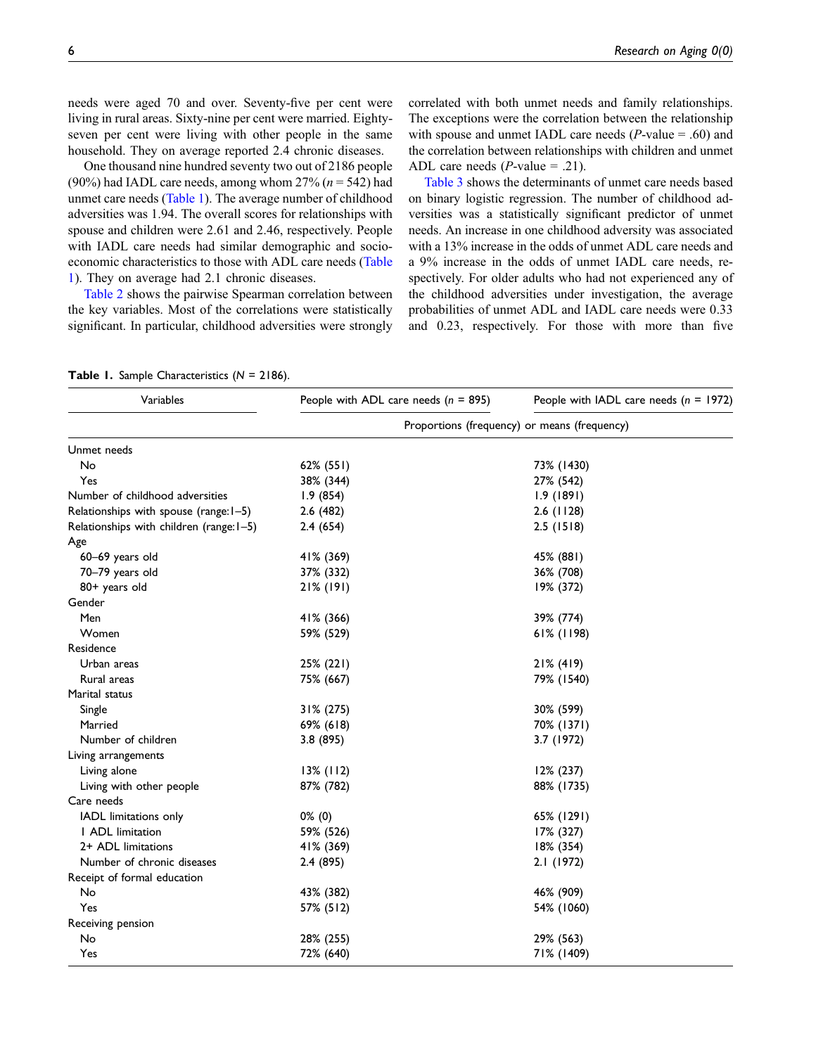needs were aged 70 and over. Seventy-five per cent were living in rural areas. Sixty-nine per cent were married. Eighty-seven per cent were living with other people in the same household. They on average reported 2.4 chronic diseases.

One thousand nine hundred seventy two out of 2186 people (90%) had IADL care needs, among whom 27% ($n$ = 542) had unmet care needs (Table 1). The average number of childhood adversities was 1.94. The overall scores for relationships with spouse and children were 2.61 and 2.46, respectively. People with IADL care needs had similar demographic and socio-economic characteristics to those with ADL care needs (Table 1). They on average had 2.1 chronic diseases.

Table 2 shows the pairwise Spearman correlation between the key variables. Most of the correlations were statistically significant. In particular, childhood adversities were strongly correlated with both unmet needs and family relationships. The exceptions were the correlation between the relationship with spouse and unmet IADL care needs ($P$-value = .60) and the correlation between relationships with children and unmet ADL care needs ($P$-value = .21).

Table 3 shows the determinants of unmet care needs based on binary logistic regression. The number of childhood adversities was a statistically significant predictor of unmet needs. An increase in one childhood adversity was associated with a 13% increase in the odds of unmet ADL care needs and a 9% increase in the odds of unmet IADL care needs, respectively. For older adults who had not experienced any of the childhood adversities under investigation, the average probabilities of unmet ADL and IADL care needs were 0.33 and 0.23, respectively. For those with more than five

**Table 1.** Sample Characteristics ($N$ = 2186).

| Variables | People with ADL care needs ($n$ = 895) | People with IADL care needs ($n$ = 1972) |
|---|---|---|
| | Proportions (frequency) or means (frequency) | |
| Unmet needs | | |
| No | 62% (551) | 73% (1430) |
| Yes | 38% (344) | 27% (542) |
| Number of childhood adversities | 1.9 (854) | 1.9 (1891) |
| Relationships with spouse (range:1–5) | 2.6 (482) | 2.6 (1128) |
| Relationships with children (range:1–5) | 2.4 (654) | 2.5 (1518) |
| Age | | |
| 60–69 years old | 41% (369) | 45% (881) |
| 70–79 years old | 37% (332) | 36% (708) |
| 80+ years old | 21% (191) | 19% (372) |
| Gender | | |
| Men | 41% (366) | 39% (774) |
| Women | 59% (529) | 61% (1198) |
| Residence | | |
| Urban areas | 25% (221) | 21% (419) |
| Rural areas | 75% (667) | 79% (1540) |
| Marital status | | |
| Single | 31% (275) | 30% (599) |
| Married | 69% (618) | 70% (1371) |
| Number of children | 3.8 (895) | 3.7 (1972) |
| Living arrangements | | |
| Living alone | 13% (112) | 12% (237) |
| Living with other people | 87% (782) | 88% (1735) |
| Care needs | | |
| IADL limitations only | 0% (0) | 65% (1291) |
| 1 ADL limitation | 59% (526) | 17% (327) |
| 2+ ADL limitations | 41% (369) | 18% (354) |
| Number of chronic diseases | 2.4 (895) | 2.1 (1972) |
| Receipt of formal education | | |
| No | 43% (382) | 46% (909) |
| Yes | 57% (512) | 54% (1060) |
| Receiving pension | | |
| No | 28% (255) | 29% (563) |
| Yes | 72% (640) | 71% (1409) |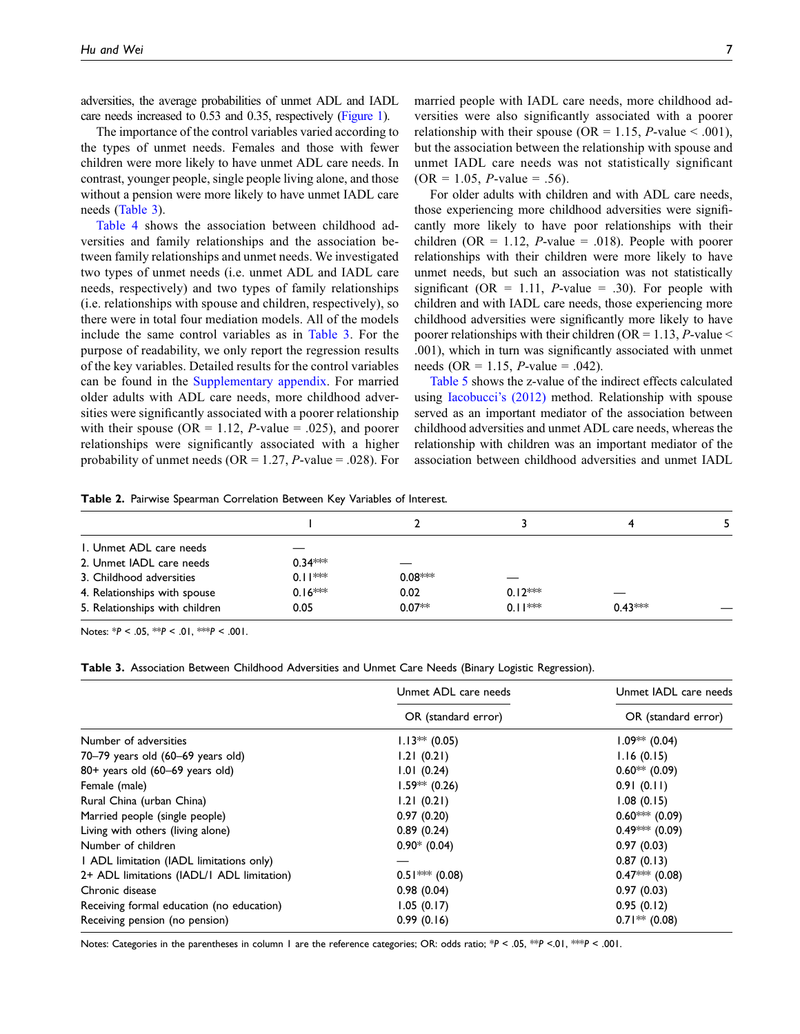adversities, the average probabilities of unmet ADL and IADL care needs increased to 0.53 and 0.35, respectively (Figure 1).

The importance of the control variables varied according to the types of unmet needs. Females and those with fewer children were more likely to have unmet ADL care needs. In contrast, younger people, single people living alone, and those without a pension were more likely to have unmet IADL care needs (Table 3).

Table 4 shows the association between childhood adversities and family relationships and the association between family relationships and unmet needs. We investigated two types of unmet needs (i.e. unmet ADL and IADL care needs, respectively) and two types of family relationships (i.e. relationships with spouse and children, respectively), so there were in total four mediation models. All of the models include the same control variables as in Table 3. For the purpose of readability, we only report the regression results of the key variables. Detailed results for the control variables can be found in the Supplementary appendix. For married older adults with ADL care needs, more childhood adversities were significantly associated with a poorer relationship with their spouse (OR = 1.12, *P*-value = .025), and poorer relationships were significantly associated with a higher probability of unmet needs (OR = 1.27, *P*-value = .028). For married people with IADL care needs, more childhood adversities were also significantly associated with a poorer relationship with their spouse (OR = 1.15, *P*-value < .001), but the association between the relationship with spouse and unmet IADL care needs was not statistically significant (OR = 1.05, *P*-value = .56).

For older adults with children and with ADL care needs, those experiencing more childhood adversities were significantly more likely to have poor relationships with their children (OR = 1.12, *P*-value = .018). People with poorer relationships with their children were more likely to have unmet needs, but such an association was not statistically significant (OR = 1.11, *P*-value = .30). For people with children and with IADL care needs, those experiencing more childhood adversities were significantly more likely to have poorer relationships with their children (OR = 1.13, *P*-value < .001), which in turn was significantly associated with unmet needs (OR = 1.15, *P*-value = .042).

Table 5 shows the z-value of the indirect effects calculated using Iacobucci's (2012) method. Relationship with spouse served as an important mediator of the association between childhood adversities and unmet ADL care needs, whereas the relationship with children was an important mediator of the association between childhood adversities and unmet IADL

**Table 2.** Pairwise Spearman Correlation Between Key Variables of Interest.

| | 1 | 2 | 3 | 4 | 5 |
|---|---|---|---|---|---|
| 1. Unmet ADL care needs | — | | | | |
| 2. Unmet IADL care needs | 0.34*** | — | | | |
| 3. Childhood adversities | 0.11*** | 0.08*** | — | | |
| 4. Relationships with spouse | 0.16*** | 0.02 | 0.12*** | — | |
| 5. Relationships with children | 0.05 | 0.07** | 0.11*** | 0.43*** | — |

Notes: *$P < .05$, **$P < .01$, ***$P < .001$.

**Table 3.** Association Between Childhood Adversities and Unmet Care Needs (Binary Logistic Regression).

| | Unmet ADL care needs | Unmet IADL care needs |
|---|---|---|
| | OR (standard error) | OR (standard error) |
| Number of adversities | 1.13** (0.05) | 1.09** (0.04) |
| 70–79 years old (60–69 years old) | 1.21 (0.21) | 1.16 (0.15) |
| 80+ years old (60–69 years old) | 1.01 (0.24) | 0.60** (0.09) |
| Female (male) | 1.59** (0.26) | 0.91 (0.11) |
| Rural China (urban China) | 1.21 (0.21) | 1.08 (0.15) |
| Married people (single people) | 0.97 (0.20) | 0.60*** (0.09) |
| Living with others (living alone) | 0.89 (0.24) | 0.49*** (0.09) |
| Number of children | 0.90* (0.04) | 0.97 (0.03) |
| 1 ADL limitation (IADL limitations only) | — | 0.87 (0.13) |
| 2+ ADL limitations (IADL/1 ADL limitation) | 0.51*** (0.08) | 0.47*** (0.08) |
| Chronic disease | 0.98 (0.04) | 0.97 (0.03) |
| Receiving formal education (no education) | 1.05 (0.17) | 0.95 (0.12) |
| Receiving pension (no pension) | 0.99 (0.16) | 0.71** (0.08) |

Notes: Categories in the parentheses in column 1 are the reference categories; OR: odds ratio; *$P < .05$, **$P < .01$, ***$P < .001$.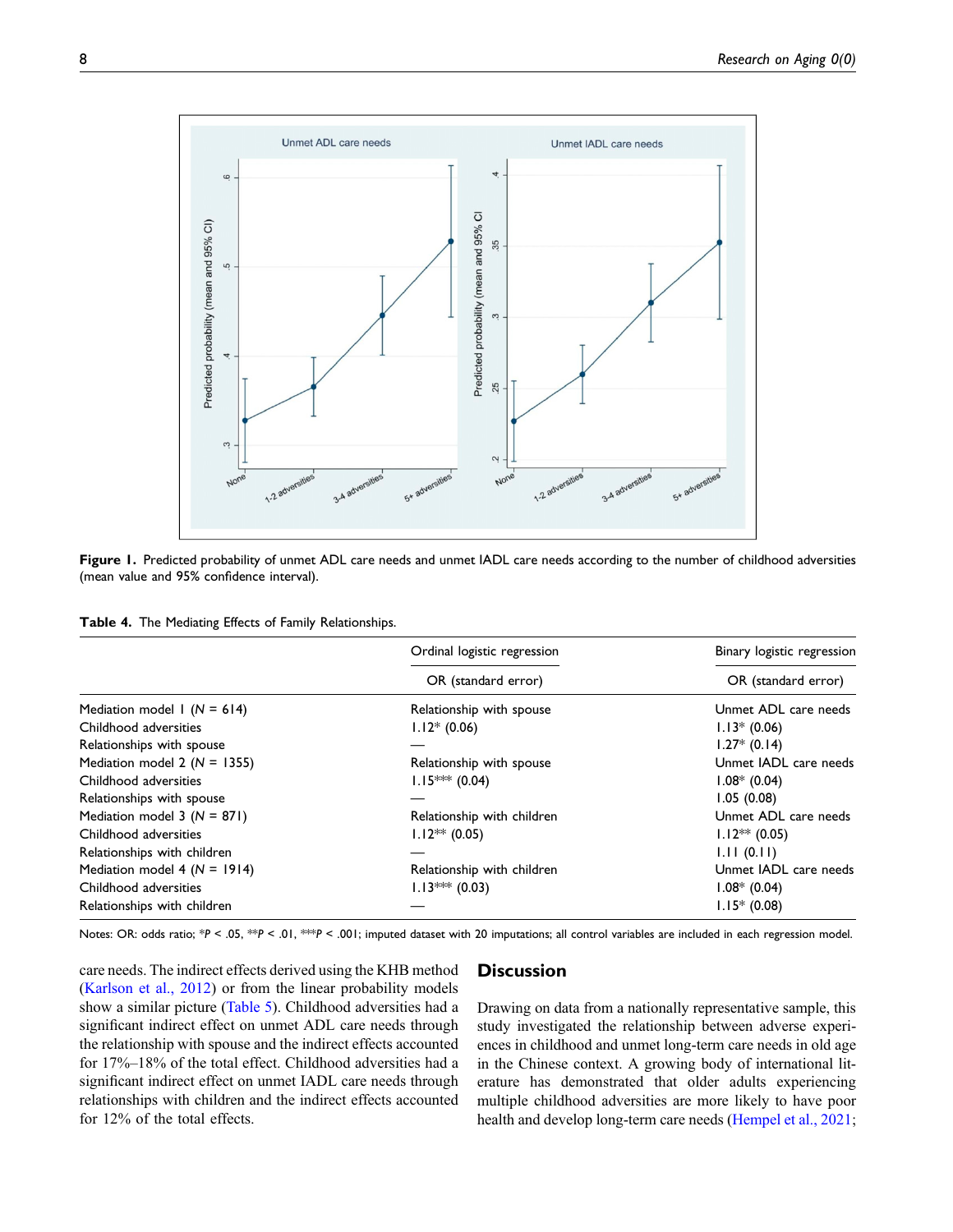Unmet ADL care needs

Predicted probability (mean and 95% CI)

.3
.4
.5
.6

None
1-2 adversities
3-4 adversities
5+ adversities

Unmet IADL care needs

Predicted probability (mean and 95% CI

.2
.25
.3
.35
.4

None
1-2 adversities
3-4 adversities
5+ adversities

**Figure 1.** Predicted probability of unmet ADL care needs and unmet IADL care needs according to the number of childhood adversities (mean value and 95% confidence interval).

**Table 4.** The Mediating Effects of Family Relationships.

| | Ordinal logistic regression | Binary logistic regression |
|---|---|---|
| | OR (standard error) | OR (standard error) |
| Mediation model 1 ($N$ = 614) | Relationship with spouse | Unmet ADL care needs |
| Childhood adversities | 1.12* (0.06) | 1.13* (0.06) |
| Relationships with spouse | — | 1.27* (0.14) |
| Mediation model 2 ($N$ = 1355) | Relationship with spouse | Unmet IADL care needs |
| Childhood adversities | 1.15*** (0.04) | 1.08* (0.04) |
| Relationships with spouse | — | 1.05 (0.08) |
| Mediation model 3 ($N$ = 871) | Relationship with children | Unmet ADL care needs |
| Childhood adversities | 1.12** (0.05) | 1.12** (0.05) |
| Relationships with children | — | 1.11 (0.11) |
| Mediation model 4 ($N$ = 1914) | Relationship with children | Unmet IADL care needs |
| Childhood adversities | 1.13*** (0.03) | 1.08* (0.04) |
| Relationships with children | — | 1.15* (0.08) |

Notes: OR: odds ratio; *$P$ < .05, **$P$ < .01, ***$P$ < .001; imputed dataset with 20 imputations; all control variables are included in each regression model.

care needs. The indirect effects derived using the KHB method (Karlson et al., 2012) or from the linear probability models show a similar picture (Table 5). Childhood adversities had a significant indirect effect on unmet ADL care needs through the relationship with spouse and the indirect effects accounted for 17%–18% of the total effect. Childhood adversities had a significant indirect effect on unmet IADL care needs through relationships with children and the indirect effects accounted for 12% of the total effects.

## Discussion

Drawing on data from a nationally representative sample, this study investigated the relationship between adverse experiences in childhood and unmet long-term care needs in old age in the Chinese context. A growing body of international literature has demonstrated that older adults experiencing multiple childhood adversities are more likely to have poor health and develop long-term care needs (Hempel et al., 2021;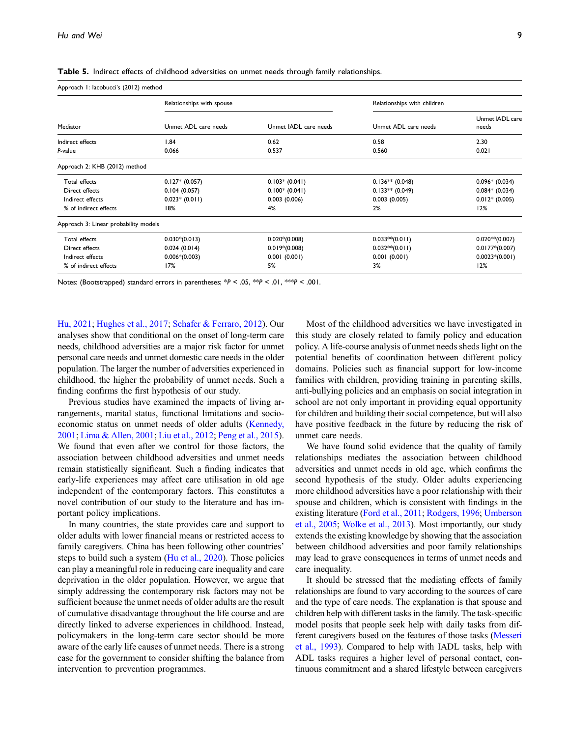**Table 5.** Indirect effects of childhood adversities on unmet needs through family relationships.

| Approach 1: Iacobucci's (2012) method | | | | |
|---|---|---|---|---|
| | Relationships with spouse | | Relationships with children | |
| Mediator | Unmet ADL care needs | Unmet IADL care needs | Unmet ADL care needs | Unmet IADL care needs |
| Indirect effects | 1.84 | 0.62 | 0.58 | 2.30 |
| *P*-value | 0.066 | 0.537 | 0.560 | 0.021 |
| **Approach 2: KHB (2012) method** | | | | |
| Total effects | 0.127* (0.057) | 0.103* (0.041) | 0.136** (0.048) | 0.096* (0.034) |
| Direct effects | 0.104 (0.057) | 0.100* (0.041) | 0.133** (0.049) | 0.084* (0.034) |
| Indirect effects | 0.023* (0.011) | 0.003 (0.006) | 0.003 (0.005) | 0.012* (0.005) |
| % of indirect effects | 18% | 4% | 2% | 12% |
| **Approach 3: Linear probability models** | | | | |
| Total effects | 0.030*(0.013) | 0.020*(0.008) | 0.033**(0.011) | 0.020**(0.007) |
| Direct effects | 0.024 (0.014) | 0.019*(0.008) | 0.032**(0.011) | 0.0177*(0.007) |
| Indirect effects | 0.006*(0.003) | 0.001 (0.001) | 0.001 (0.001) | 0.0023*(0.001) |
| % of indirect effects | 17% | 5% | 3% | 12% |

Notes: (Bootstrapped) standard errors in parentheses; *$P < .05$, **$P < .01$, ***$P < .001$.

Hu, 2021; Hughes et al., 2017; Schafer & Ferraro, 2012). Our analyses show that conditional on the onset of long-term care needs, childhood adversities are a major risk factor for unmet personal care needs and unmet domestic care needs in the older population. The larger the number of adversities experienced in childhood, the higher the probability of unmet needs. Such a finding confirms the first hypothesis of our study.

Previous studies have examined the impacts of living arrangements, marital status, functional limitations and socioeconomic status on unmet needs of older adults (Kennedy, 2001; Lima & Allen, 2001; Liu et al., 2012; Peng et al., 2015). We found that even after we control for those factors, the association between childhood adversities and unmet needs remain statistically significant. Such a finding indicates that early-life experiences may affect care utilisation in old age independent of the contemporary factors. This constitutes a novel contribution of our study to the literature and has important policy implications.

In many countries, the state provides care and support to older adults with lower financial means or restricted access to family caregivers. China has been following other countries' steps to build such a system (Hu et al., 2020). Those policies can play a meaningful role in reducing care inequality and care deprivation in the older population. However, we argue that simply addressing the contemporary risk factors may not be sufficient because the unmet needs of older adults are the result of cumulative disadvantage throughout the life course and are directly linked to adverse experiences in childhood. Instead, policymakers in the long-term care sector should be more aware of the early life causes of unmet needs. There is a strong case for the government to consider shifting the balance from intervention to prevention programmes.

Most of the childhood adversities we have investigated in this study are closely related to family policy and education policy. A life-course analysis of unmet needs sheds light on the potential benefits of coordination between different policy domains. Policies such as financial support for low-income families with children, providing training in parenting skills, anti-bullying policies and an emphasis on social integration in school are not only important in providing equal opportunity for children and building their social competence, but will also have positive feedback in the future by reducing the risk of unmet care needs.

We have found solid evidence that the quality of family relationships mediates the association between childhood adversities and unmet needs in old age, which confirms the second hypothesis of the study. Older adults experiencing more childhood adversities have a poor relationship with their spouse and children, which is consistent with findings in the existing literature (Ford et al., 2011; Rodgers, 1996; Umberson et al., 2005; Wolke et al., 2013). Most importantly, our study extends the existing knowledge by showing that the association between childhood adversities and poor family relationships may lead to grave consequences in terms of unmet needs and care inequality.

It should be stressed that the mediating effects of family relationships are found to vary according to the sources of care and the type of care needs. The explanation is that spouse and children help with different tasks in the family. The task-specific model posits that people seek help with daily tasks from different caregivers based on the features of those tasks (Messeri et al., 1993). Compared to help with IADL tasks, help with ADL tasks requires a higher level of personal contact, continuous commitment and a shared lifestyle between caregivers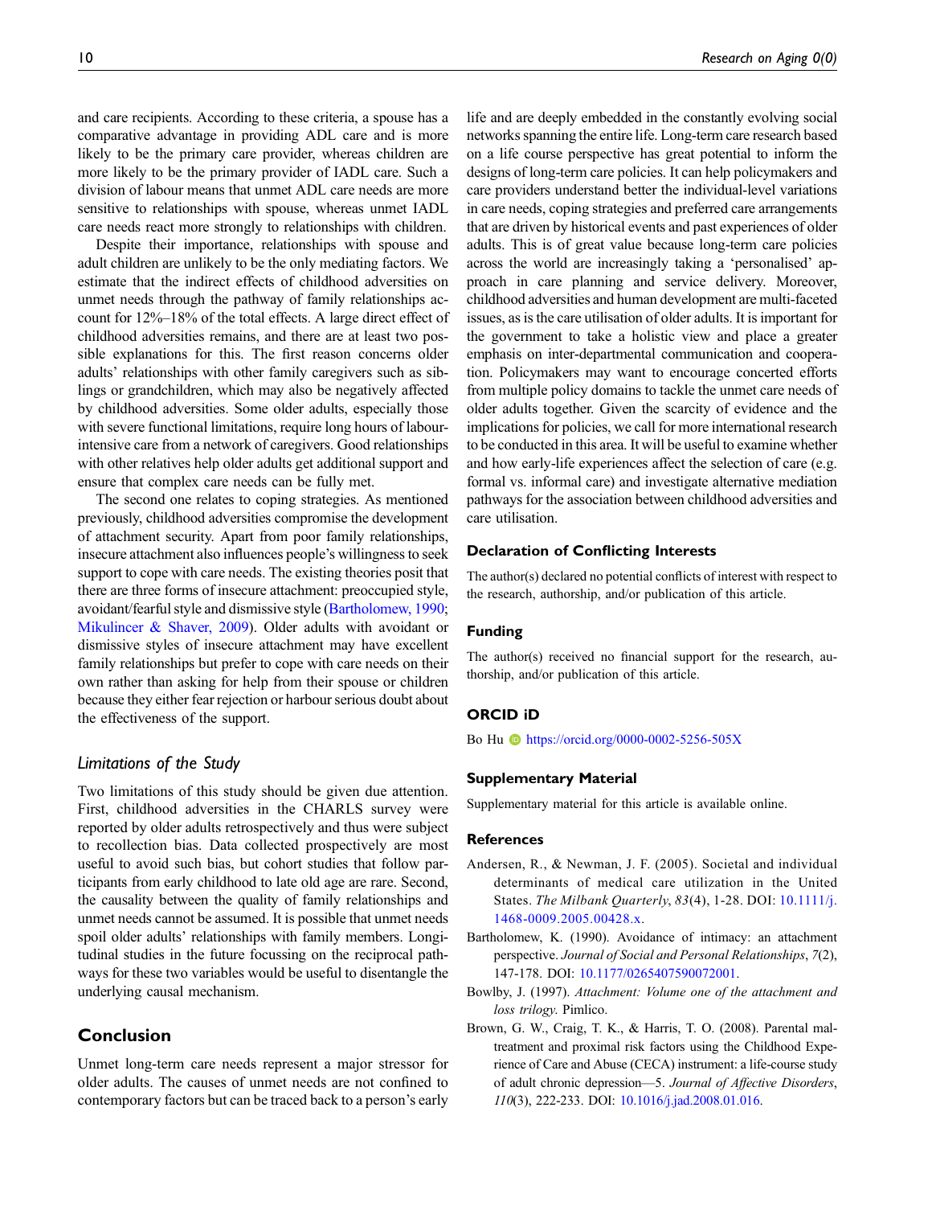and care recipients. According to these criteria, a spouse has a comparative advantage in providing ADL care and is more likely to be the primary care provider, whereas children are more likely to be the primary provider of IADL care. Such a division of labour means that unmet ADL care needs are more sensitive to relationships with spouse, whereas unmet IADL care needs react more strongly to relationships with children.

Despite their importance, relationships with spouse and adult children are unlikely to be the only mediating factors. We estimate that the indirect effects of childhood adversities on unmet needs through the pathway of family relationships account for 12%–18% of the total effects. A large direct effect of childhood adversities remains, and there are at least two possible explanations for this. The first reason concerns older adults' relationships with other family caregivers such as siblings or grandchildren, which may also be negatively affected by childhood adversities. Some older adults, especially those with severe functional limitations, require long hours of labour-intensive care from a network of caregivers. Good relationships with other relatives help older adults get additional support and ensure that complex care needs can be fully met.

The second one relates to coping strategies. As mentioned previously, childhood adversities compromise the development of attachment security. Apart from poor family relationships, insecure attachment also influences people's willingness to seek support to cope with care needs. The existing theories posit that there are three forms of insecure attachment: preoccupied style, avoidant/fearful style and dismissive style (Bartholomew, 1990; Mikulincer & Shaver, 2009). Older adults with avoidant or dismissive styles of insecure attachment may have excellent family relationships but prefer to cope with care needs on their own rather than asking for help from their spouse or children because they either fear rejection or harbour serious doubt about the effectiveness of the support.

### Limitations of the Study

Two limitations of this study should be given due attention. First, childhood adversities in the CHARLS survey were reported by older adults retrospectively and thus were subject to recollection bias. Data collected prospectively are most useful to avoid such bias, but cohort studies that follow participants from early childhood to late old age are rare. Second, the causality between the quality of family relationships and unmet needs cannot be assumed. It is possible that unmet needs spoil older adults' relationships with family members. Longitudinal studies in the future focussing on the reciprocal pathways for these two variables would be useful to disentangle the underlying causal mechanism.

## Conclusion

Unmet long-term care needs represent a major stressor for older adults. The causes of unmet needs are not confined to contemporary factors but can be traced back to a person's early life and are deeply embedded in the constantly evolving social networks spanning the entire life. Long-term care research based on a life course perspective has great potential to inform the designs of long-term care policies. It can help policymakers and care providers understand better the individual-level variations in care needs, coping strategies and preferred care arrangements that are driven by historical events and past experiences of older adults. This is of great value because long-term care policies across the world are increasingly taking a 'personalised' approach in care planning and service delivery. Moreover, childhood adversities and human development are multi-faceted issues, as is the care utilisation of older adults. It is important for the government to take a holistic view and place a greater emphasis on inter-departmental communication and cooperation. Policymakers may want to encourage concerted efforts from multiple policy domains to tackle the unmet care needs of older adults together. Given the scarcity of evidence and the implications for policies, we call for more international research to be conducted in this area. It will be useful to examine whether and how early-life experiences affect the selection of care (e.g. formal vs. informal care) and investigate alternative mediation pathways for the association between childhood adversities and care utilisation.

## Declaration of Conflicting Interests

The author(s) declared no potential conflicts of interest with respect to the research, authorship, and/or publication of this article.

## Funding

The author(s) received no financial support for the research, authorship, and/or publication of this article.

## ORCID iD

Bo Hu https://orcid.org/0000-0002-5256-505X

## Supplementary Material

Supplementary material for this article is available online.

## References

Andersen, R., & Newman, J. F. (2005). Societal and individual determinants of medical care utilization in the United States. *The Milbank Quarterly*, *83*(4), 1-28. DOI: 10.1111/j.1468-0009.2005.00428.x.

Bartholomew, K. (1990). Avoidance of intimacy: an attachment perspective. *Journal of Social and Personal Relationships*, *7*(2), 147-178. DOI: 10.1177/0265407590072001.

Bowlby, J. (1997). *Attachment: Volume one of the attachment and loss trilogy.* Pimlico.

Brown, G. W., Craig, T. K., & Harris, T. O. (2008). Parental maltreatment and proximal risk factors using the Childhood Experience of Care and Abuse (CECA) instrument: a life-course study of adult chronic depression—5. *Journal of Affective Disorders*, *110*(3), 222-233. DOI: 10.1016/j.jad.2008.01.016.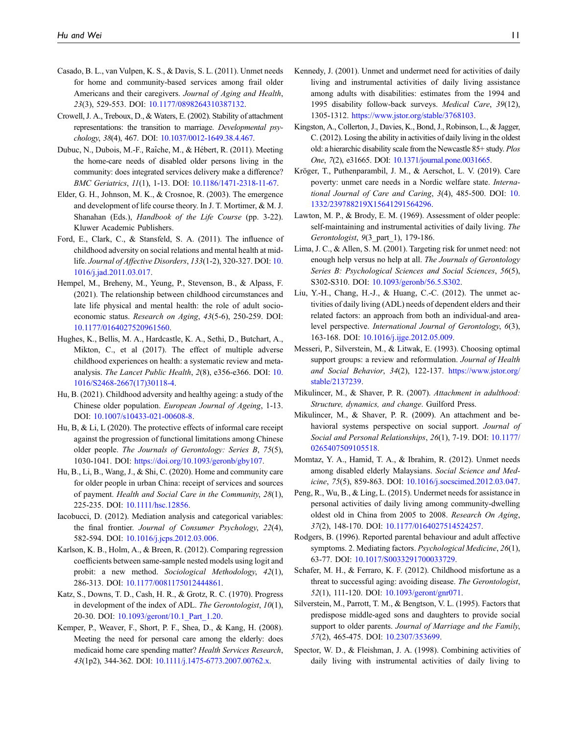Casado, B. L., van Vulpen, K. S., & Davis, S. L. (2011). Unmet needs for home and community-based services among frail older Americans and their caregivers. *Journal of Aging and Health*, *23*(3), 529-553. DOI: 10.1177/0898264310387132.

Crowell, J. A., Treboux, D., & Waters, E. (2002). Stability of attachment representations: the transition to marriage. *Developmental psychology*, *38*(4), 467. DOI: 10.1037/0012-1649.38.4.467.

Dubuc, N., Dubois, M.-F., Raîche, M., & Hébert, R. (2011). Meeting the home-care needs of disabled older persons living in the community: does integrated services delivery make a difference? *BMC Geriatrics*, *11*(1), 1-13. DOI: 10.1186/1471-2318-11-67.

Elder, G. H., Johnson, M. K., & Crosnoe, R. (2003). The emergence and development of life course theory. In J. T. Mortimer, & M. J. Shanahan (Eds.), *Handbook of the Life Course* (pp. 3-22). Kluwer Academic Publishers.

Ford, E., Clark, C., & Stansfeld, S. A. (2011). The influence of childhood adversity on social relations and mental health at midlife. *Journal of Affective Disorders*, *133*(1-2), 320-327. DOI: 10.1016/j.jad.2011.03.017.

Hempel, M., Breheny, M., Yeung, P., Stevenson, B., & Alpass, F. (2021). The relationship between childhood circumstances and late life physical and mental health: the role of adult socioeconomic status. *Research on Aging*, *43*(5-6), 250-259. DOI: 10.1177/0164027520961560.

Hughes, K., Bellis, M. A., Hardcastle, K. A., Sethi, D., Butchart, A., Mikton, C., et al (2017). The effect of multiple adverse childhood experiences on health: a systematic review and meta-analysis. *The Lancet Public Health*, *2*(8), e356-e366. DOI: 10.1016/S2468-2667(17)30118-4.

Hu, B. (2021). Childhood adversity and healthy ageing: a study of the Chinese older population. *European Journal of Ageing*, 1-13. DOI: 10.1007/s10433-021-00608-8.

Hu, B, & Li, L (2020). The protective effects of informal care receipt against the progression of functional limitations among Chinese older people. *The Journals of Gerontology: Series B*, *75*(5), 1030-1041. DOI: https://doi.org/10.1093/geronb/gby107.

Hu, B., Li, B., Wang, J., & Shi, C. (2020). Home and community care for older people in urban China: receipt of services and sources of payment. *Health and Social Care in the Community*, *28*(1), 225-235. DOI: 10.1111/hsc.12856.

Iacobucci, D. (2012). Mediation analysis and categorical variables: the final frontier. *Journal of Consumer Psychology*, *22*(4), 582-594. DOI: 10.1016/j.jcps.2012.03.006.

Karlson, K. B., Holm, A., & Breen, R. (2012). Comparing regression coefficients between same-sample nested models using logit and probit: a new method. *Sociological Methodology*, *42*(1), 286-313. DOI: 10.1177/0081175012444861.

Katz, S., Downs, T. D., Cash, H. R., & Grotz, R. C. (1970). Progress in development of the index of ADL. *The Gerontologist*, *10*(1), 20-30. DOI: 10.1093/geront/10.1_Part_1.20.

Kemper, P., Weaver, F., Short, P. F., Shea, D., & Kang, H. (2008). Meeting the need for personal care among the elderly: does medicaid home care spending matter? *Health Services Research*, *43*(1p2), 344-362. DOI: 10.1111/j.1475-6773.2007.00762.x.

Kennedy, J. (2001). Unmet and undermet need for activities of daily living and instrumental activities of daily living assistance among adults with disabilities: estimates from the 1994 and 1995 disability follow-back surveys. *Medical Care*, *39*(12), 1305-1312. https://www.jstor.org/stable/3768103.

Kingston, A., Collerton, J., Davies, K., Bond, J., Robinson, L., & Jagger, C. (2012). Losing the ability in activities of daily living in the oldest old: a hierarchic disability scale from the Newcastle 85+ study. *Plos One*, *7*(2), e31665. DOI: 10.1371/journal.pone.0031665.

Kröger, T., Puthenparambil, J. M., & Aerschot, L. V. (2019). Care poverty: unmet care needs in a Nordic welfare state. *International Journal of Care and Caring*, *3*(4), 485-500. DOI: 10.1332/239788219X15641291564296.

Lawton, M. P., & Brody, E. M. (1969). Assessment of older people: self-maintaining and instrumental activities of daily living. *The Gerontologist*, *9*(3_part_1), 179-186.

Lima, J. C., & Allen, S. M. (2001). Targeting risk for unmet need: not enough help versus no help at all. *The Journals of Gerontology Series B: Psychological Sciences and Social Sciences*, *56*(5), S302-S310. DOI: 10.1093/geronb/56.5.S302.

Liu, Y.-H., Chang, H.-J., & Huang, C.-C. (2012). The unmet activities of daily living (ADL) needs of dependent elders and their related factors: an approach from both an individual-and area-level perspective. *International Journal of Gerontology*, *6*(3), 163-168. DOI: 10.1016/j.ijge.2012.05.009.

Messeri, P., Silverstein, M., & Litwak, E. (1993). Choosing optimal support groups: a review and reformulation. *Journal of Health and Social Behavior*, *34*(2), 122-137. https://www.jstor.org/stable/2137239.

Mikulincer, M., & Shaver, P. R. (2007). *Attachment in adulthood: Structure, dynamics, and change*. Guilford Press.

Mikulincer, M., & Shaver, P. R. (2009). An attachment and behavioral systems perspective on social support. *Journal of Social and Personal Relationships*, *26*(1), 7-19. DOI: 10.1177/0265407509105518.

Momtaz, Y. A., Hamid, T. A., & Ibrahim, R. (2012). Unmet needs among disabled elderly Malaysians. *Social Science and Medicine*, *75*(5), 859-863. DOI: 10.1016/j.socscimed.2012.03.047.

Peng, R., Wu, B., & Ling, L. (2015). Undermet needs for assistance in personal activities of daily living among community-dwelling oldest old in China from 2005 to 2008. *Research On Aging*, *37*(2), 148-170. DOI: 10.1177/0164027514524257.

Rodgers, B. (1996). Reported parental behaviour and adult affective symptoms. 2. Mediating factors. *Psychological Medicine*, *26*(1), 63-77. DOI: 10.1017/S0033291700033729.

Schafer, M. H., & Ferraro, K. F. (2012). Childhood misfortune as a threat to successful aging: avoiding disease. *The Gerontologist*, *52*(1), 111-120. DOI: 10.1093/geront/gnr071.

Silverstein, M., Parrott, T. M., & Bengtson, V. L. (1995). Factors that predispose middle-aged sons and daughters to provide social support to older parents. *Journal of Marriage and the Family*, *57*(2), 465-475. DOI: 10.2307/353699.

Spector, W. D., & Fleishman, J. A. (1998). Combining activities of daily living with instrumental activities of daily living to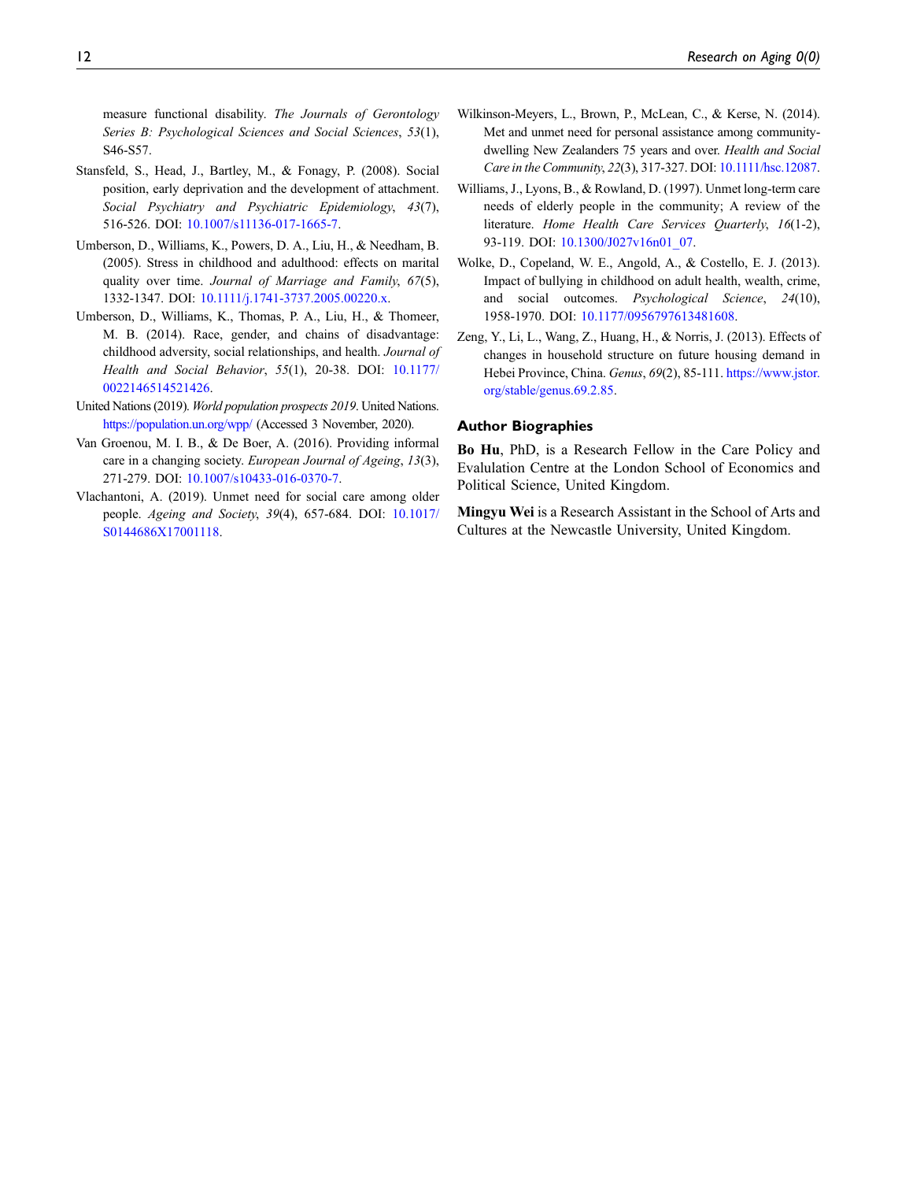measure functional disability. *The Journals of Gerontology Series B: Psychological Sciences and Social Sciences*, *53*(1), S46-S57.

Stansfeld, S., Head, J., Bartley, M., & Fonagy, P. (2008). Social position, early deprivation and the development of attachment. *Social Psychiatry and Psychiatric Epidemiology*, *43*(7), 516-526. DOI: 10.1007/s11136-017-1665-7.

Umberson, D., Williams, K., Powers, D. A., Liu, H., & Needham, B. (2005). Stress in childhood and adulthood: effects on marital quality over time. *Journal of Marriage and Family*, *67*(5), 1332-1347. DOI: 10.1111/j.1741-3737.2005.00220.x.

Umberson, D., Williams, K., Thomas, P. A., Liu, H., & Thomeer, M. B. (2014). Race, gender, and chains of disadvantage: childhood adversity, social relationships, and health. *Journal of Health and Social Behavior*, *55*(1), 20-38. DOI: 10.1177/0022146514521426.

United Nations (2019). *World population prospects 2019*. United Nations. https://population.un.org/wpp/ (Accessed 3 November, 2020).

Van Groenou, M. I. B., & De Boer, A. (2016). Providing informal care in a changing society. *European Journal of Ageing*, *13*(3), 271-279. DOI: 10.1007/s10433-016-0370-7.

Vlachantoni, A. (2019). Unmet need for social care among older people. *Ageing and Society*, *39*(4), 657-684. DOI: 10.1017/S0144686X17001118.

Wilkinson-Meyers, L., Brown, P., McLean, C., & Kerse, N. (2014). Met and unmet need for personal assistance among community-dwelling New Zealanders 75 years and over. *Health and Social Care in the Community*, *22*(3), 317-327. DOI: 10.1111/hsc.12087.

Williams, J., Lyons, B., & Rowland, D. (1997). Unmet long-term care needs of elderly people in the community; A review of the literature. *Home Health Care Services Quarterly*, *16*(1-2), 93-119. DOI: 10.1300/J027v16n01_07.

Wolke, D., Copeland, W. E., Angold, A., & Costello, E. J. (2013). Impact of bullying in childhood on adult health, wealth, crime, and social outcomes. *Psychological Science*, *24*(10), 1958-1970. DOI: 10.1177/0956797613481608.

Zeng, Y., Li, L., Wang, Z., Huang, H., & Norris, J. (2013). Effects of changes in household structure on future housing demand in Hebei Province, China. *Genus*, *69*(2), 85-111. https://www.jstor.org/stable/genus.69.2.85.

## Author Biographies

**Bo Hu**, PhD, is a Research Fellow in the Care Policy and Evaluation Centre at the London School of Economics and Political Science, United Kingdom.

**Mingyu Wei** is a Research Assistant in the School of Arts and Cultures at the Newcastle University, United Kingdom.